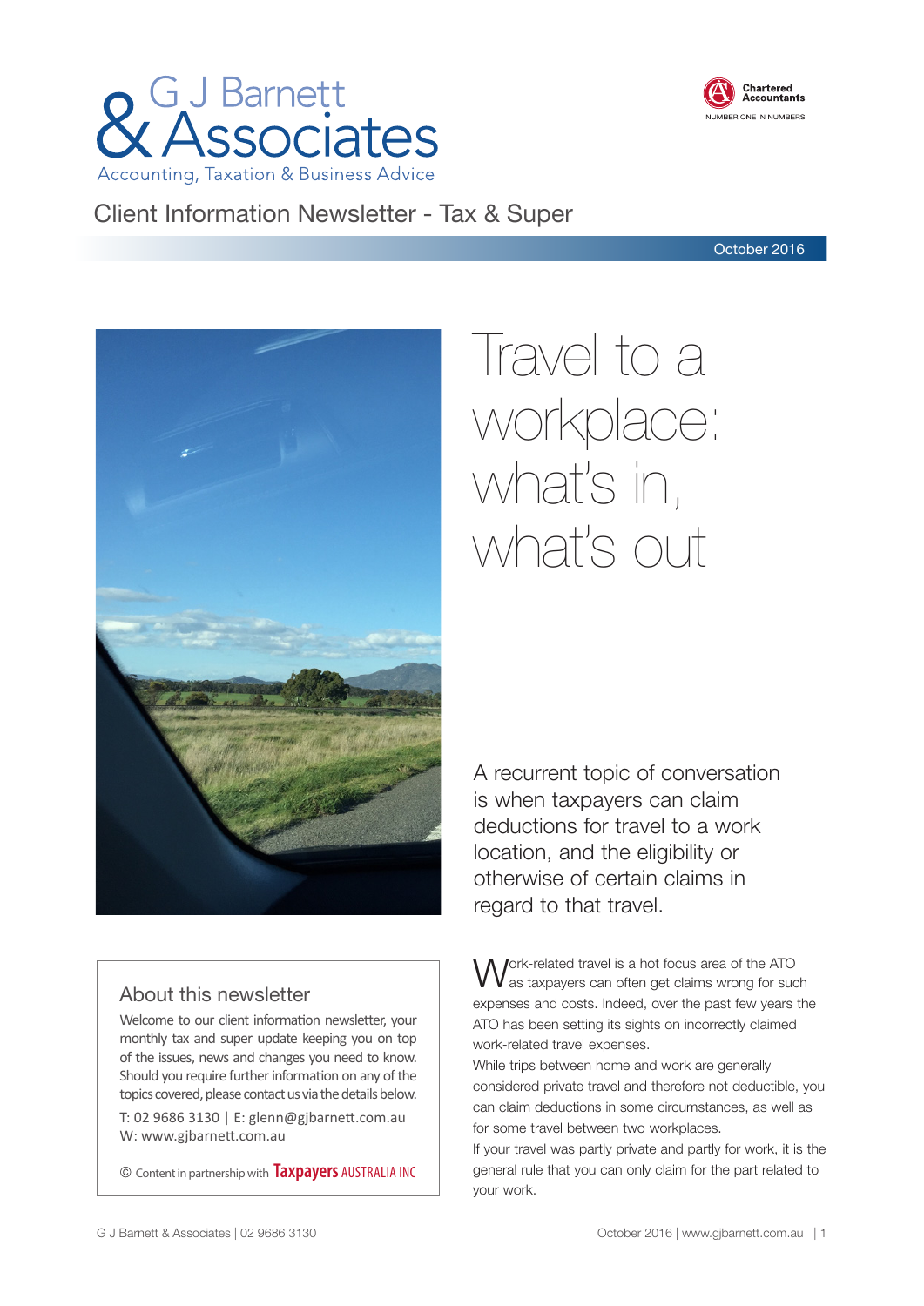# G J Barnett & Associates

Accounting, Taxation & Business Advice

Chartered Accountants
NUMBER ONE IN NUMBERS

## Client Information Newsletter - Tax & Super

October 2016

# Travel to a workplace: what's in, what's out

A recurrent topic of conversation is when taxpayers can claim deductions for travel to a work location, and the eligibility or otherwise of certain claims in regard to that travel.

Work-related travel is a hot focus area of the ATO as taxpayers can often get claims wrong for such expenses and costs. Indeed, over the past few years the ATO has been setting its sights on incorrectly claimed work-related travel expenses.

While trips between home and work are generally considered private travel and therefore not deductible, you can claim deductions in some circumstances, as well as for some travel between two workplaces.

If your travel was partly private and partly for work, it is the general rule that you can only claim for the part related to your work.

### About this newsletter

Welcome to our client information newsletter, your monthly tax and super update keeping you on top of the issues, news and changes you need to know. Should you require further information on any of the topics covered, please contact us via the details below.

T: 02 9686 3130 | E: glenn@gjbarnett.com.au
W: www.gjbarnett.com.au

© Content in partnership with Taxpayers AUSTRALIA INC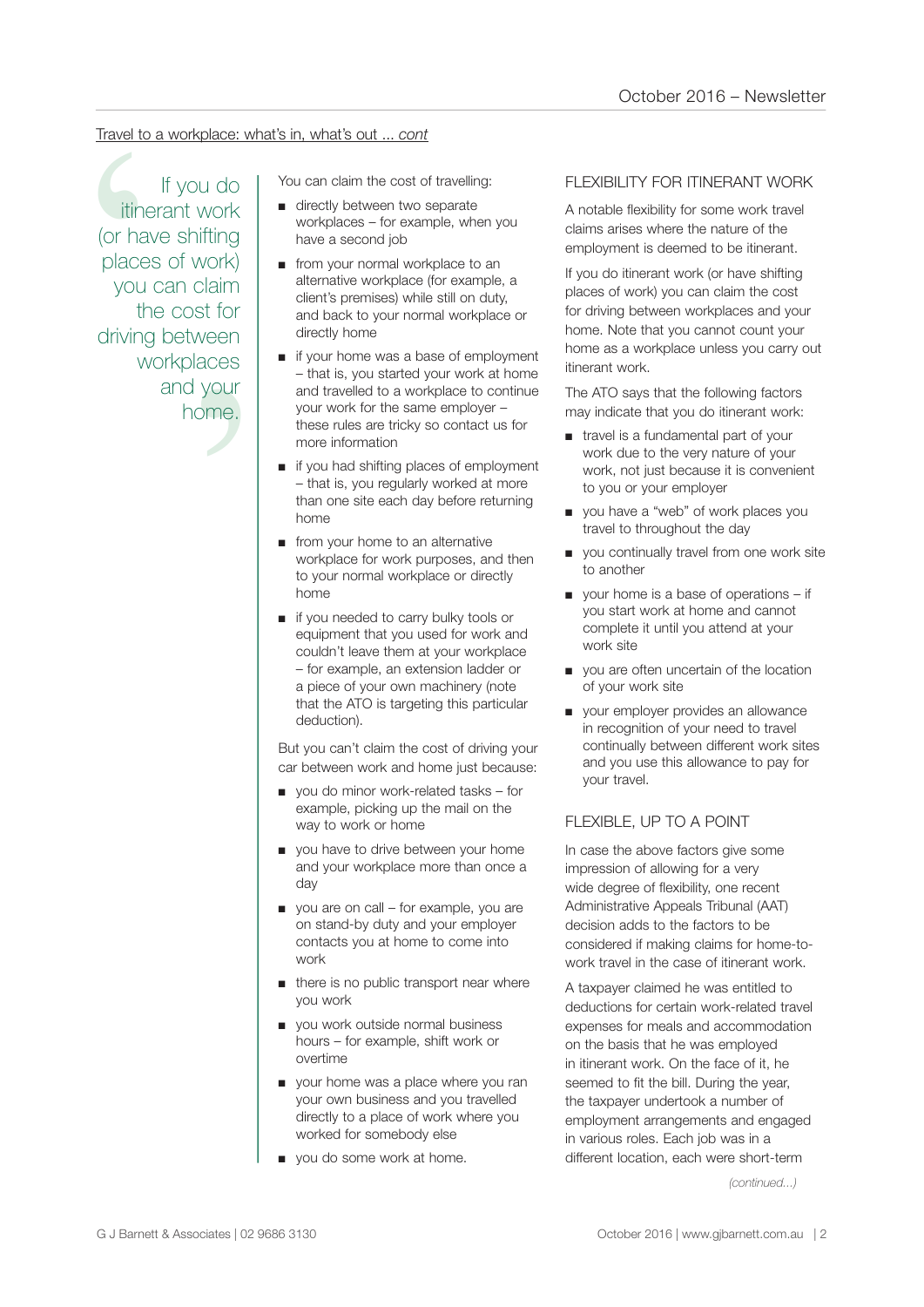Travel to a workplace: what's in, what's out ... *cont*

> If you do itinerant work (or have shifting places of work) you can claim the cost for driving between workplaces and your home.

You can claim the cost of travelling:

- directly between two separate workplaces – for example, when you have a second job
- from your normal workplace to an alternative workplace (for example, a client's premises) while still on duty, and back to your normal workplace or directly home
- if your home was a base of employment – that is, you started your work at home and travelled to a workplace to continue your work for the same employer – these rules are tricky so contact us for more information
- if you had shifting places of employment – that is, you regularly worked at more than one site each day before returning home
- from your home to an alternative workplace for work purposes, and then to your normal workplace or directly home
- if you needed to carry bulky tools or equipment that you used for work and couldn't leave them at your workplace – for example, an extension ladder or a piece of your own machinery (note that the ATO is targeting this particular deduction).

But you can't claim the cost of driving your car between work and home just because:

- you do minor work-related tasks – for example, picking up the mail on the way to work or home
- you have to drive between your home and your workplace more than once a day
- you are on call – for example, you are on stand-by duty and your employer contacts you at home to come into work
- there is no public transport near where you work
- you work outside normal business hours – for example, shift work or overtime
- your home was a place where you ran your own business and you travelled directly to a place of work where you worked for somebody else
- you do some work at home.

## FLEXIBILITY FOR ITINERANT WORK

A notable flexibility for some work travel claims arises where the nature of the employment is deemed to be itinerant.

If you do itinerant work (or have shifting places of work) you can claim the cost for driving between workplaces and your home. Note that you cannot count your home as a workplace unless you carry out itinerant work.

The ATO says that the following factors may indicate that you do itinerant work:

- travel is a fundamental part of your work due to the very nature of your work, not just because it is convenient to you or your employer
- you have a "web" of work places you travel to throughout the day
- you continually travel from one work site to another
- your home is a base of operations – if you start work at home and cannot complete it until you attend at your work site
- you are often uncertain of the location of your work site
- your employer provides an allowance in recognition of your need to travel continually between different work sites and you use this allowance to pay for your travel.

## FLEXIBLE, UP TO A POINT

In case the above factors give some impression of allowing for a very wide degree of flexibility, one recent Administrative Appeals Tribunal (AAT) decision adds to the factors to be considered if making claims for home-to-work travel in the case of itinerant work.

A taxpayer claimed he was entitled to deductions for certain work-related travel expenses for meals and accommodation on the basis that he was employed in itinerant work. On the face of it, he seemed to fit the bill. During the year, the taxpayer undertook a number of employment arrangements and engaged in various roles. Each job was in a different location, each were short-term

*(continued...)*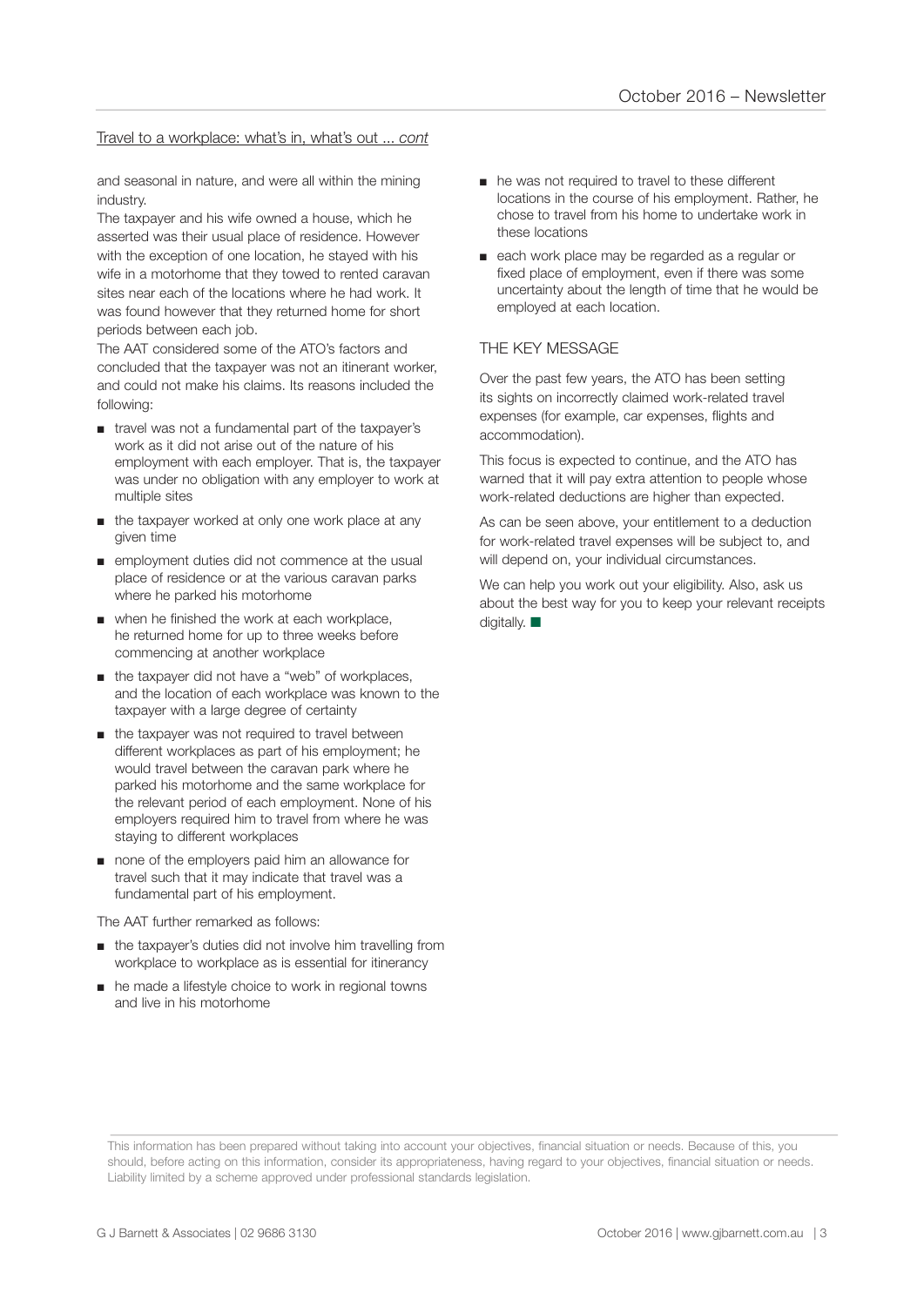Travel to a workplace: what's in, what's out ... *cont*

and seasonal in nature, and were all within the mining industry.

The taxpayer and his wife owned a house, which he asserted was their usual place of residence. However with the exception of one location, he stayed with his wife in a motorhome that they towed to rented caravan sites near each of the locations where he had work. It was found however that they returned home for short periods between each job.

The AAT considered some of the ATO's factors and concluded that the taxpayer was not an itinerant worker, and could not make his claims. Its reasons included the following:

- travel was not a fundamental part of the taxpayer's work as it did not arise out of the nature of his employment with each employer. That is, the taxpayer was under no obligation with any employer to work at multiple sites
- the taxpayer worked at only one work place at any given time
- employment duties did not commence at the usual place of residence or at the various caravan parks where he parked his motorhome
- when he finished the work at each workplace, he returned home for up to three weeks before commencing at another workplace
- the taxpayer did not have a "web" of workplaces, and the location of each workplace was known to the taxpayer with a large degree of certainty
- the taxpayer was not required to travel between different workplaces as part of his employment; he would travel between the caravan park where he parked his motorhome and the same workplace for the relevant period of each employment. None of his employers required him to travel from where he was staying to different workplaces
- none of the employers paid him an allowance for travel such that it may indicate that travel was a fundamental part of his employment.

The AAT further remarked as follows:

- the taxpayer's duties did not involve him travelling from workplace to workplace as is essential for itinerancy
- he made a lifestyle choice to work in regional towns and live in his motorhome
- he was not required to travel to these different locations in the course of his employment. Rather, he chose to travel from his home to undertake work in these locations
- each work place may be regarded as a regular or fixed place of employment, even if there was some uncertainty about the length of time that he would be employed at each location.

## THE KEY MESSAGE

Over the past few years, the ATO has been setting its sights on incorrectly claimed work-related travel expenses (for example, car expenses, flights and accommodation).

This focus is expected to continue, and the ATO has warned that it will pay extra attention to people whose work-related deductions are higher than expected.

As can be seen above, your entitlement to a deduction for work-related travel expenses will be subject to, and will depend on, your individual circumstances.

We can help you work out your eligibility. Also, ask us about the best way for you to keep your relevant receipts digitally. ■

This information has been prepared without taking into account your objectives, financial situation or needs. Because of this, you should, before acting on this information, consider its appropriateness, having regard to your objectives, financial situation or needs. Liability limited by a scheme approved under professional standards legislation.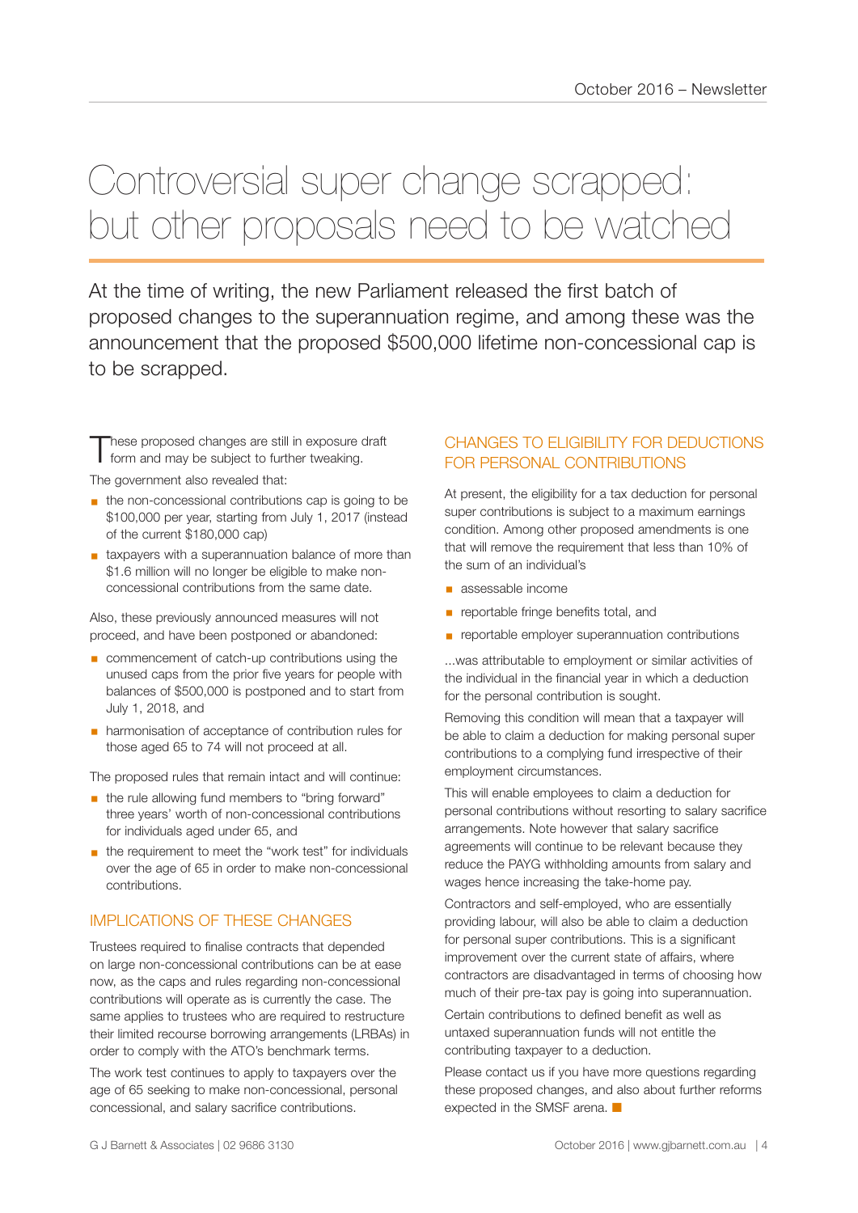# Controversial super change scrapped: but other proposals need to be watched

At the time of writing, the new Parliament released the first batch of proposed changes to the superannuation regime, and among these was the announcement that the proposed $500,000 lifetime non-concessional cap is to be scrapped.

These proposed changes are still in exposure draft form and may be subject to further tweaking.

The government also revealed that:

- the non-concessional contributions cap is going to be $100,000 per year, starting from July 1, 2017 (instead of the current $180,000 cap)
- taxpayers with a superannuation balance of more than $1.6 million will no longer be eligible to make non-concessional contributions from the same date.

Also, these previously announced measures will not proceed, and have been postponed or abandoned:

- commencement of catch-up contributions using the unused caps from the prior five years for people with balances of $500,000 is postponed and to start from July 1, 2018, and
- harmonisation of acceptance of contribution rules for those aged 65 to 74 will not proceed at all.

The proposed rules that remain intact and will continue:

- the rule allowing fund members to "bring forward" three years' worth of non-concessional contributions for individuals aged under 65, and
- the requirement to meet the "work test" for individuals over the age of 65 in order to make non-concessional contributions.

## IMPLICATIONS OF THESE CHANGES

Trustees required to finalise contracts that depended on large non-concessional contributions can be at ease now, as the caps and rules regarding non-concessional contributions will operate as is currently the case. The same applies to trustees who are required to restructure their limited recourse borrowing arrangements (LRBAs) in order to comply with the ATO's benchmark terms.

The work test continues to apply to taxpayers over the age of 65 seeking to make non-concessional, personal concessional, and salary sacrifice contributions.

## CHANGES TO ELIGIBILITY FOR DEDUCTIONS FOR PERSONAL CONTRIBUTIONS

At present, the eligibility for a tax deduction for personal super contributions is subject to a maximum earnings condition. Among other proposed amendments is one that will remove the requirement that less than 10% of the sum of an individual's

- assessable income
- reportable fringe benefits total, and
- reportable employer superannuation contributions

...was attributable to employment or similar activities of the individual in the financial year in which a deduction for the personal contribution is sought.

Removing this condition will mean that a taxpayer will be able to claim a deduction for making personal super contributions to a complying fund irrespective of their employment circumstances.

This will enable employees to claim a deduction for personal contributions without resorting to salary sacrifice arrangements. Note however that salary sacrifice agreements will continue to be relevant because they reduce the PAYG withholding amounts from salary and wages hence increasing the take-home pay.

Contractors and self-employed, who are essentially providing labour, will also be able to claim a deduction for personal super contributions. This is a significant improvement over the current state of affairs, where contractors are disadvantaged in terms of choosing how much of their pre-tax pay is going into superannuation.

Certain contributions to defined benefit as well as untaxed superannuation funds will not entitle the contributing taxpayer to a deduction.

Please contact us if you have more questions regarding these proposed changes, and also about further reforms expected in the SMSF arena. ■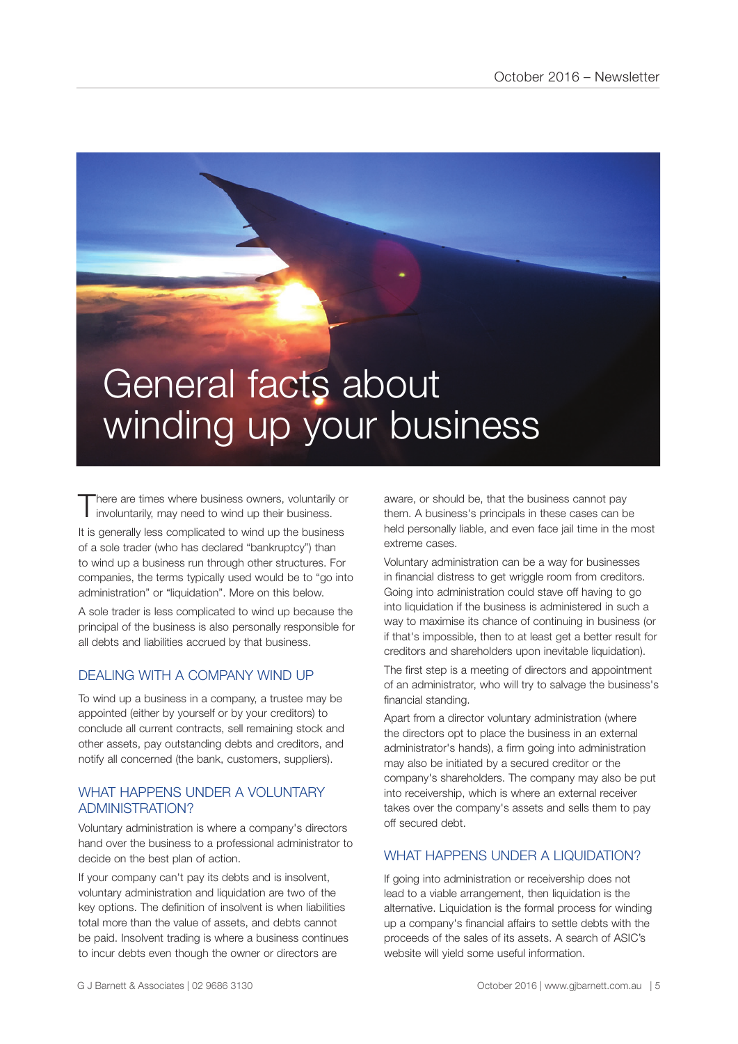# General facts about winding up your business

There are times where business owners, voluntarily or involuntarily, may need to wind up their business.

It is generally less complicated to wind up the business of a sole trader (who has declared "bankruptcy") than to wind up a business run through other structures. For companies, the terms typically used would be to "go into administration" or "liquidation". More on this below.

A sole trader is less complicated to wind up because the principal of the business is also personally responsible for all debts and liabilities accrued by that business.

## DEALING WITH A COMPANY WIND UP

To wind up a business in a company, a trustee may be appointed (either by yourself or by your creditors) to conclude all current contracts, sell remaining stock and other assets, pay outstanding debts and creditors, and notify all concerned (the bank, customers, suppliers).

## WHAT HAPPENS UNDER A VOLUNTARY ADMINISTRATION?

Voluntary administration is where a company's directors hand over the business to a professional administrator to decide on the best plan of action.

If your company can't pay its debts and is insolvent, voluntary administration and liquidation are two of the key options. The definition of insolvent is when liabilities total more than the value of assets, and debts cannot be paid. Insolvent trading is where a business continues to incur debts even though the owner or directors are aware, or should be, that the business cannot pay them. A business's principals in these cases can be held personally liable, and even face jail time in the most extreme cases.

Voluntary administration can be a way for businesses in financial distress to get wriggle room from creditors. Going into administration could stave off having to go into liquidation if the business is administered in such a way to maximise its chance of continuing in business (or if that's impossible, then to at least get a better result for creditors and shareholders upon inevitable liquidation).

The first step is a meeting of directors and appointment of an administrator, who will try to salvage the business's financial standing.

Apart from a director voluntary administration (where the directors opt to place the business in an external administrator's hands), a firm going into administration may also be initiated by a secured creditor or the company's shareholders. The company may also be put into receivership, which is where an external receiver takes over the company's assets and sells them to pay off secured debt.

## WHAT HAPPENS UNDER A LIQUIDATION?

If going into administration or receivership does not lead to a viable arrangement, then liquidation is the alternative. Liquidation is the formal process for winding up a company's financial affairs to settle debts with the proceeds of the sales of its assets. A search of ASIC's website will yield some useful information.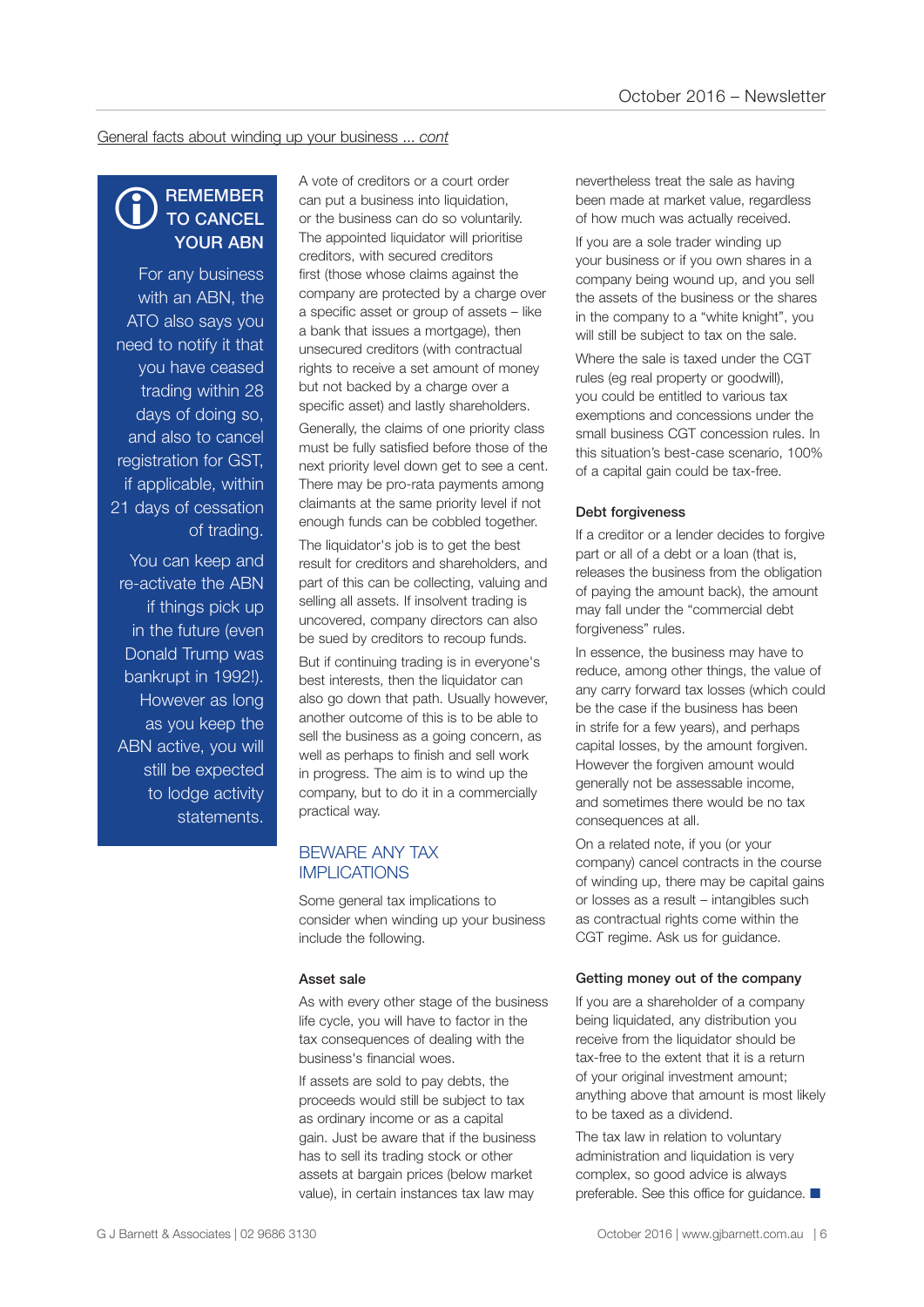General facts about winding up your business ... *cont*

**REMEMBER TO CANCEL YOUR ABN**

For any business with an ABN, the ATO also says you need to notify it that you have ceased trading within 28 days of doing so, and also to cancel registration for GST, if applicable, within 21 days of cessation of trading.

You can keep and re-activate the ABN if things pick up in the future (even Donald Trump was bankrupt in 1992!). However as long as you keep the ABN active, you will still be expected to lodge activity statements.

A vote of creditors or a court order can put a business into liquidation, or the business can do so voluntarily. The appointed liquidator will prioritise creditors, with secured creditors first (those whose claims against the company are protected by a charge over a specific asset or group of assets – like a bank that issues a mortgage), then unsecured creditors (with contractual rights to receive a set amount of money but not backed by a charge over a specific asset) and lastly shareholders.

Generally, the claims of one priority class must be fully satisfied before those of the next priority level down get to see a cent. There may be pro-rata payments among claimants at the same priority level if not enough funds can be cobbled together.

The liquidator's job is to get the best result for creditors and shareholders, and part of this can be collecting, valuing and selling all assets. If insolvent trading is uncovered, company directors can also be sued by creditors to recoup funds.

But if continuing trading is in everyone's best interests, then the liquidator can also go down that path. Usually however, another outcome of this is to be able to sell the business as a going concern, as well as perhaps to finish and sell work in progress. The aim is to wind up the company, but to do it in a commercially practical way.

## BEWARE ANY TAX IMPLICATIONS

Some general tax implications to consider when winding up your business include the following.

### Asset sale

As with every other stage of the business life cycle, you will have to factor in the tax consequences of dealing with the business's financial woes.

If assets are sold to pay debts, the proceeds would still be subject to tax as ordinary income or as a capital gain. Just be aware that if the business has to sell its trading stock or other assets at bargain prices (below market value), in certain instances tax law may nevertheless treat the sale as having been made at market value, regardless of how much was actually received.

If you are a sole trader winding up your business or if you own shares in a company being wound up, and you sell the assets of the business or the shares in the company to a "white knight", you will still be subject to tax on the sale.

Where the sale is taxed under the CGT rules (eg real property or goodwill), you could be entitled to various tax exemptions and concessions under the small business CGT concession rules. In this situation's best-case scenario, 100% of a capital gain could be tax-free.

### Debt forgiveness

If a creditor or a lender decides to forgive part or all of a debt or a loan (that is, releases the business from the obligation of paying the amount back), the amount may fall under the "commercial debt forgiveness" rules.

In essence, the business may have to reduce, among other things, the value of any carry forward tax losses (which could be the case if the business has been in strife for a few years), and perhaps capital losses, by the amount forgiven. However the forgiven amount would generally not be assessable income, and sometimes there would be no tax consequences at all.

On a related note, if you (or your company) cancel contracts in the course of winding up, there may be capital gains or losses as a result – intangibles such as contractual rights come within the CGT regime. Ask us for guidance.

### Getting money out of the company

If you are a shareholder of a company being liquidated, any distribution you receive from the liquidator should be tax-free to the extent that it is a return of your original investment amount; anything above that amount is most likely to be taxed as a dividend.

The tax law in relation to voluntary administration and liquidation is very complex, so good advice is always preferable. See this office for guidance. ■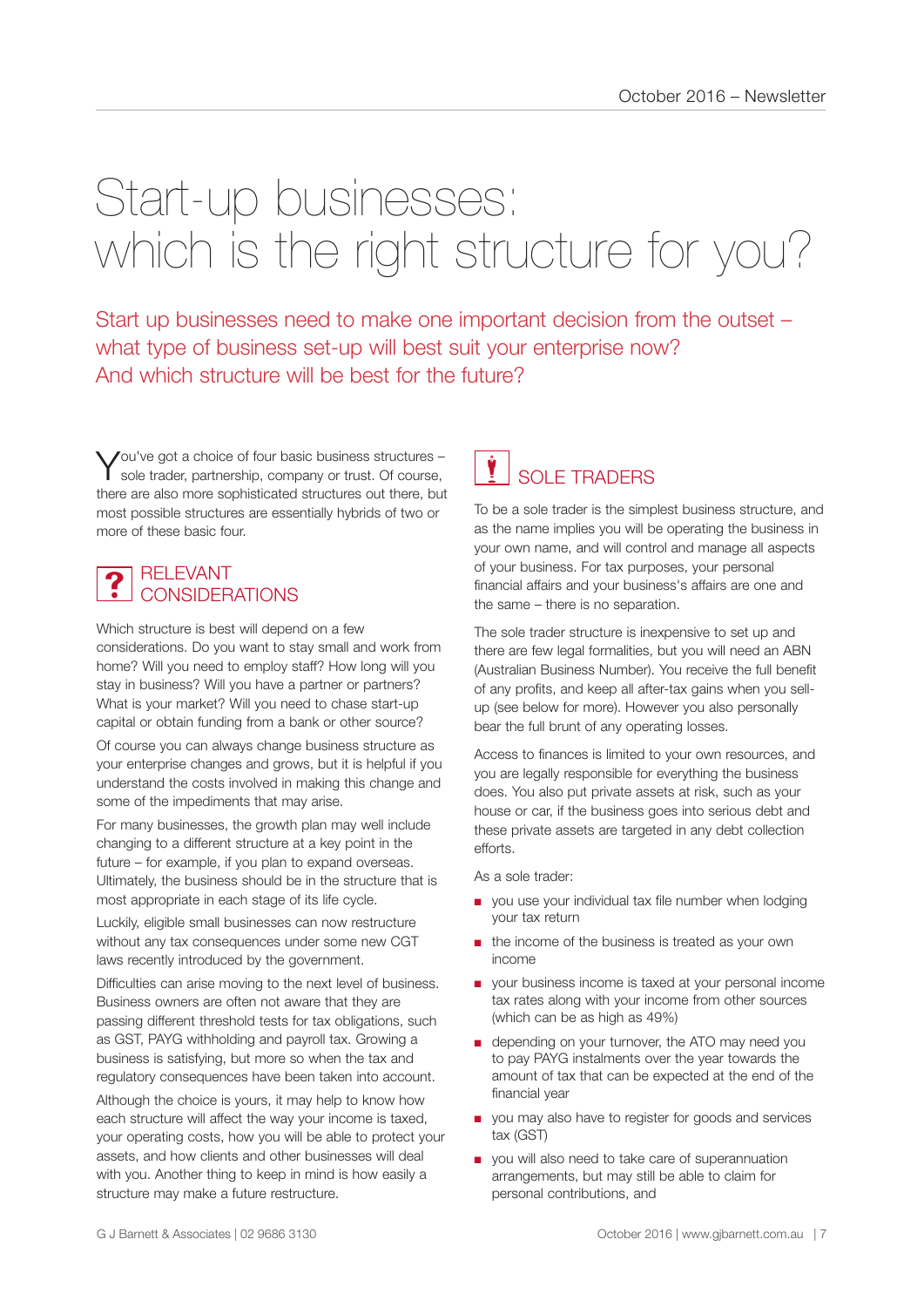# Start-up businesses: which is the right structure for you?

Start up businesses need to make one important decision from the outset – what type of business set-up will best suit your enterprise now? And which structure will be best for the future?

You've got a choice of four basic business structures – sole trader, partnership, company or trust. Of course, there are also more sophisticated structures out there, but most possible structures are essentially hybrids of two or more of these basic four.

## RELEVANT CONSIDERATIONS

Which structure is best will depend on a few considerations. Do you want to stay small and work from home? Will you need to employ staff? How long will you stay in business? Will you have a partner or partners? What is your market? Will you need to chase start-up capital or obtain funding from a bank or other source?

Of course you can always change business structure as your enterprise changes and grows, but it is helpful if you understand the costs involved in making this change and some of the impediments that may arise.

For many businesses, the growth plan may well include changing to a different structure at a key point in the future – for example, if you plan to expand overseas. Ultimately, the business should be in the structure that is most appropriate in each stage of its life cycle.

Luckily, eligible small businesses can now restructure without any tax consequences under some new CGT laws recently introduced by the government.

Difficulties can arise moving to the next level of business. Business owners are often not aware that they are passing different threshold tests for tax obligations, such as GST, PAYG withholding and payroll tax. Growing a business is satisfying, but more so when the tax and regulatory consequences have been taken into account.

Although the choice is yours, it may help to know how each structure will affect the way your income is taxed, your operating costs, how you will be able to protect your assets, and how clients and other businesses will deal with you. Another thing to keep in mind is how easily a structure may make a future restructure.

## SOLE TRADERS

To be a sole trader is the simplest business structure, and as the name implies you will be operating the business in your own name, and will control and manage all aspects of your business. For tax purposes, your personal financial affairs and your business's affairs are one and the same – there is no separation.

The sole trader structure is inexpensive to set up and there are few legal formalities, but you will need an ABN (Australian Business Number). You receive the full benefit of any profits, and keep all after-tax gains when you sell-up (see below for more). However you also personally bear the full brunt of any operating losses.

Access to finances is limited to your own resources, and you are legally responsible for everything the business does. You also put private assets at risk, such as your house or car, if the business goes into serious debt and these private assets are targeted in any debt collection efforts.

As a sole trader:

- you use your individual tax file number when lodging your tax return
- the income of the business is treated as your own income
- your business income is taxed at your personal income tax rates along with your income from other sources (which can be as high as 49%)
- depending on your turnover, the ATO may need you to pay PAYG instalments over the year towards the amount of tax that can be expected at the end of the financial year
- you may also have to register for goods and services tax (GST)
- you will also need to take care of superannuation arrangements, but may still be able to claim for personal contributions, and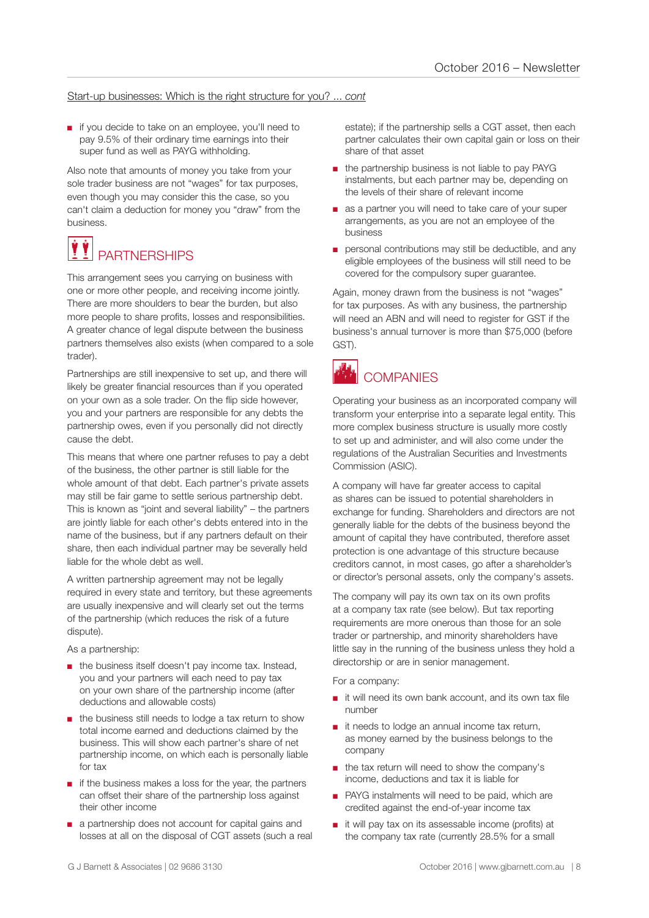Start-up businesses: Which is the right structure for you? ... *cont*

- if you decide to take on an employee, you'll need to pay 9.5% of their ordinary time earnings into their super fund as well as PAYG withholding.

Also note that amounts of money you take from your sole trader business are not "wages" for tax purposes, even though you may consider this the case, so you can't claim a deduction for money you "draw" from the business.

## PARTNERSHIPS

This arrangement sees you carrying on business with one or more other people, and receiving income jointly. There are more shoulders to bear the burden, but also more people to share profits, losses and responsibilities. A greater chance of legal dispute between the business partners themselves also exists (when compared to a sole trader).

Partnerships are still inexpensive to set up, and there will likely be greater financial resources than if you operated on your own as a sole trader. On the flip side however, you and your partners are responsible for any debts the partnership owes, even if you personally did not directly cause the debt.

This means that where one partner refuses to pay a debt of the business, the other partner is still liable for the whole amount of that debt. Each partner's private assets may still be fair game to settle serious partnership debt. This is known as "joint and several liability" – the partners are jointly liable for each other's debts entered into in the name of the business, but if any partners default on their share, then each individual partner may be severally held liable for the whole debt as well.

A written partnership agreement may not be legally required in every state and territory, but these agreements are usually inexpensive and will clearly set out the terms of the partnership (which reduces the risk of a future dispute).

As a partnership:

- the business itself doesn't pay income tax. Instead, you and your partners will each need to pay tax on your own share of the partnership income (after deductions and allowable costs)
- the business still needs to lodge a tax return to show total income earned and deductions claimed by the business. This will show each partner's share of net partnership income, on which each is personally liable for tax
- if the business makes a loss for the year, the partners can offset their share of the partnership loss against their other income
- a partnership does not account for capital gains and losses at all on the disposal of CGT assets (such a real estate); if the partnership sells a CGT asset, then each partner calculates their own capital gain or loss on their share of that asset
- the partnership business is not liable to pay PAYG instalments, but each partner may be, depending on the levels of their share of relevant income
- as a partner you will need to take care of your super arrangements, as you are not an employee of the business
- personal contributions may still be deductible, and any eligible employees of the business will still need to be covered for the compulsory super guarantee.

Again, money drawn from the business is not "wages" for tax purposes. As with any business, the partnership will need an ABN and will need to register for GST if the business's annual turnover is more than $75,000 (before GST).

## COMPANIES

Operating your business as an incorporated company will transform your enterprise into a separate legal entity. This more complex business structure is usually more costly to set up and administer, and will also come under the regulations of the Australian Securities and Investments Commission (ASIC).

A company will have far greater access to capital as shares can be issued to potential shareholders in exchange for funding. Shareholders and directors are not generally liable for the debts of the business beyond the amount of capital they have contributed, therefore asset protection is one advantage of this structure because creditors cannot, in most cases, go after a shareholder's or director's personal assets, only the company's assets.

The company will pay its own tax on its own profits at a company tax rate (see below). But tax reporting requirements are more onerous than those for an sole trader or partnership, and minority shareholders have little say in the running of the business unless they hold a directorship or are in senior management.

For a company:

- it will need its own bank account, and its own tax file number
- it needs to lodge an annual income tax return, as money earned by the business belongs to the company
- the tax return will need to show the company's income, deductions and tax it is liable for
- PAYG instalments will need to be paid, which are credited against the end-of-year income tax
- it will pay tax on its assessable income (profits) at the company tax rate (currently 28.5% for a small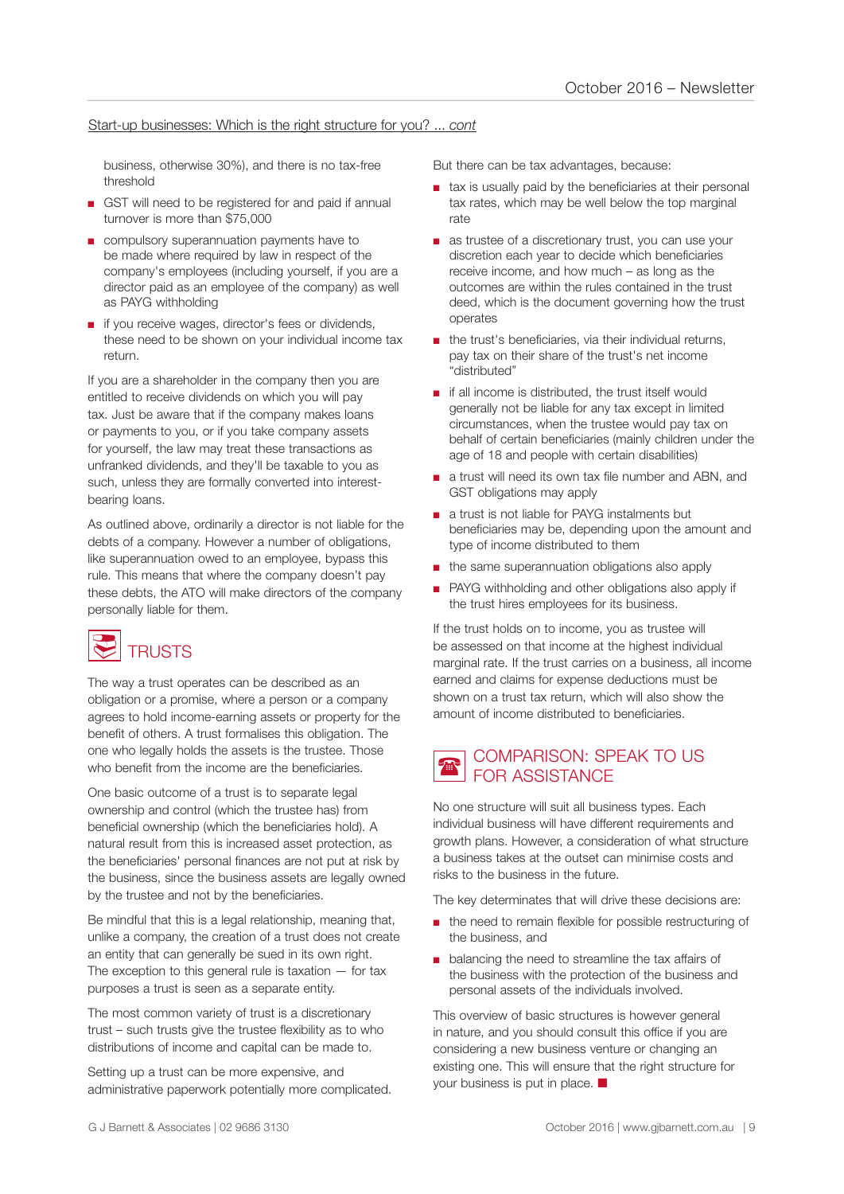Start-up businesses: Which is the right structure for you? ... *cont*

business, otherwise 30%), and there is no tax-free threshold

- GST will need to be registered for and paid if annual turnover is more than $75,000
- compulsory superannuation payments have to be made where required by law in respect of the company's employees (including yourself, if you are a director paid as an employee of the company) as well as PAYG withholding
- if you receive wages, director's fees or dividends, these need to be shown on your individual income tax return.

If you are a shareholder in the company then you are entitled to receive dividends on which you will pay tax. Just be aware that if the company makes loans or payments to you, or if you take company assets for yourself, the law may treat these transactions as unfranked dividends, and they'll be taxable to you as such, unless they are formally converted into interest-bearing loans.

As outlined above, ordinarily a director is not liable for the debts of a company. However a number of obligations, like superannuation owed to an employee, bypass this rule. This means that where the company doesn't pay these debts, the ATO will make directors of the company personally liable for them.

## TRUSTS

The way a trust operates can be described as an obligation or a promise, where a person or a company agrees to hold income-earning assets or property for the benefit of others. A trust formalises this obligation. The one who legally holds the assets is the trustee. Those who benefit from the income are the beneficiaries.

One basic outcome of a trust is to separate legal ownership and control (which the trustee has) from beneficial ownership (which the beneficiaries hold). A natural result from this is increased asset protection, as the beneficiaries' personal finances are not put at risk by the business, since the business assets are legally owned by the trustee and not by the beneficiaries.

Be mindful that this is a legal relationship, meaning that, unlike a company, the creation of a trust does not create an entity that can generally be sued in its own right. The exception to this general rule is taxation — for tax purposes a trust is seen as a separate entity.

The most common variety of trust is a discretionary trust – such trusts give the trustee flexibility as to who distributions of income and capital can be made to.

Setting up a trust can be more expensive, and administrative paperwork potentially more complicated. But there can be tax advantages, because:

- tax is usually paid by the beneficiaries at their personal tax rates, which may be well below the top marginal rate
- as trustee of a discretionary trust, you can use your discretion each year to decide which beneficiaries receive income, and how much – as long as the outcomes are within the rules contained in the trust deed, which is the document governing how the trust operates
- the trust's beneficiaries, via their individual returns, pay tax on their share of the trust's net income "distributed"
- if all income is distributed, the trust itself would generally not be liable for any tax except in limited circumstances, when the trustee would pay tax on behalf of certain beneficiaries (mainly children under the age of 18 and people with certain disabilities)
- a trust will need its own tax file number and ABN, and GST obligations may apply
- a trust is not liable for PAYG instalments but beneficiaries may be, depending upon the amount and type of income distributed to them
- the same superannuation obligations also apply
- PAYG withholding and other obligations also apply if the trust hires employees for its business.

If the trust holds on to income, you as trustee will be assessed on that income at the highest individual marginal rate. If the trust carries on a business, all income earned and claims for expense deductions must be shown on a trust tax return, which will also show the amount of income distributed to beneficiaries.

## COMPARISON: SPEAK TO US FOR ASSISTANCE

No one structure will suit all business types. Each individual business will have different requirements and growth plans. However, a consideration of what structure a business takes at the outset can minimise costs and risks to the business in the future.

The key determinates that will drive these decisions are:

- the need to remain flexible for possible restructuring of the business, and
- balancing the need to streamline the tax affairs of the business with the protection of the business and personal assets of the individuals involved.

This overview of basic structures is however general in nature, and you should consult this office if you are considering a new business venture or changing an existing one. This will ensure that the right structure for your business is put in place. ■